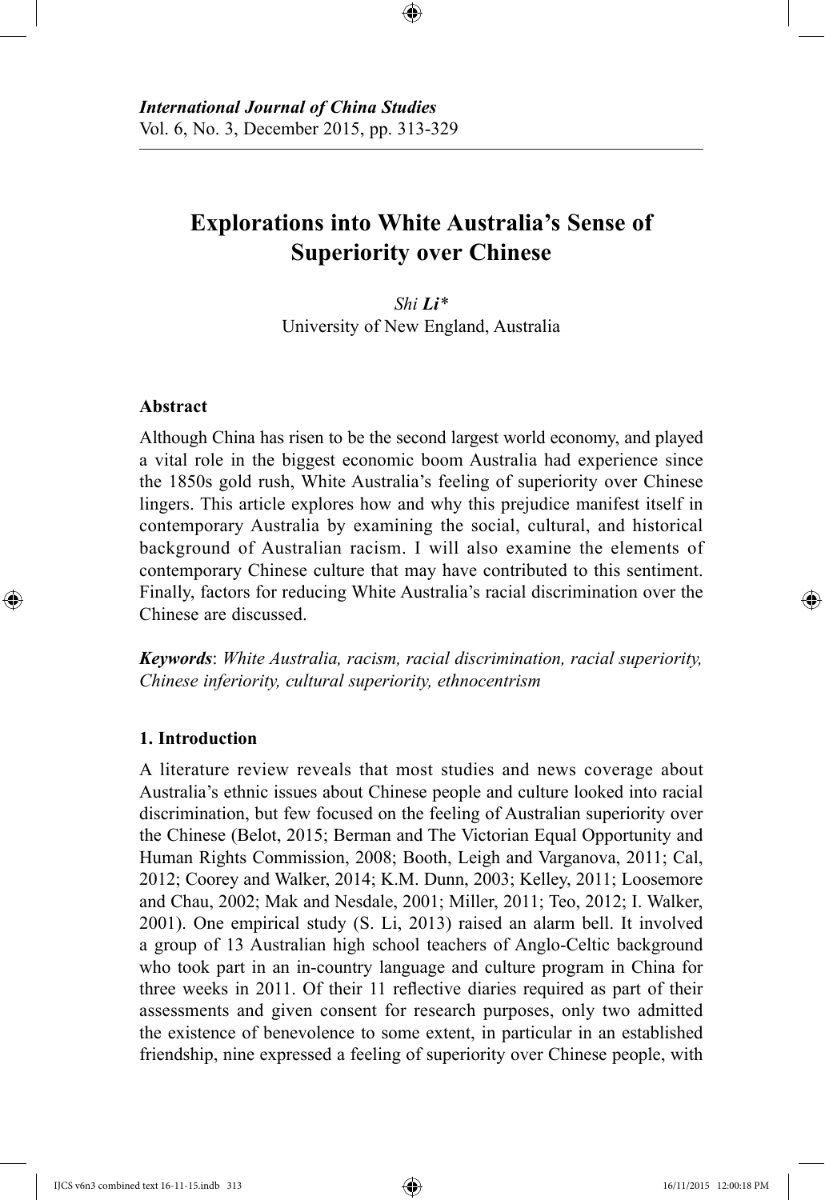*International Journal of China Studies*
Vol. 6, No. 3, December 2015, pp. 313-329

# Explorations into White Australia's Sense of Superiority over Chinese

*Shi* ***Li****
University of New England, Australia

### Abstract

Although China has risen to be the second largest world economy, and played a vital role in the biggest economic boom Australia had experience since the 1850s gold rush, White Australia's feeling of superiority over Chinese lingers. This article explores how and why this prejudice manifest itself in contemporary Australia by examining the social, cultural, and historical background of Australian racism. I will also examine the elements of contemporary Chinese culture that may have contributed to this sentiment. Finally, factors for reducing White Australia's racial discrimination over the Chinese are discussed.

***Keywords***: *White Australia, racism, racial discrimination, racial superiority, Chinese inferiority, cultural superiority, ethnocentrism*

## 1. Introduction

A literature review reveals that most studies and news coverage about Australia's ethnic issues about Chinese people and culture looked into racial discrimination, but few focused on the feeling of Australian superiority over the Chinese (Belot, 2015; Berman and The Victorian Equal Opportunity and Human Rights Commission, 2008; Booth, Leigh and Varganova, 2011; Cal, 2012; Coorey and Walker, 2014; K.M. Dunn, 2003; Kelley, 2011; Loosemore and Chau, 2002; Mak and Nesdale, 2001; Miller, 2011; Teo, 2012; I. Walker, 2001). One empirical study (S. Li, 2013) raised an alarm bell. It involved a group of 13 Australian high school teachers of Anglo-Celtic background who took part in an in-country language and culture program in China for three weeks in 2011. Of their 11 reflective diaries required as part of their assessments and given consent for research purposes, only two admitted the existence of benevolence to some extent, in particular in an established friendship, nine expressed a feeling of superiority over Chinese people, with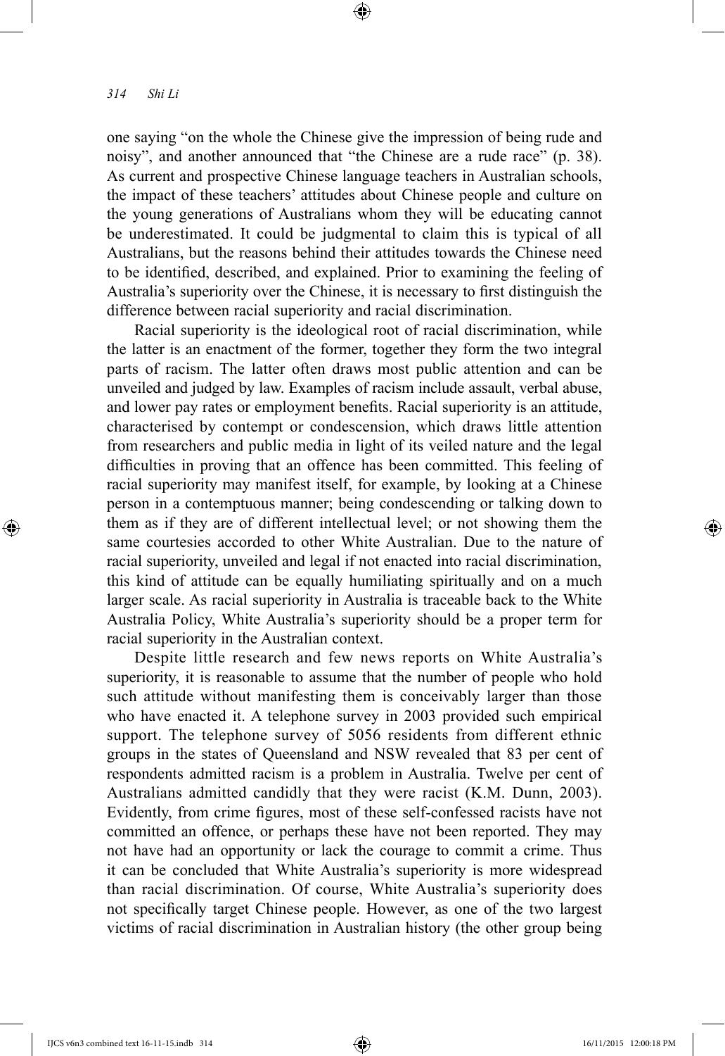one saying "on the whole the Chinese give the impression of being rude and noisy", and another announced that "the Chinese are a rude race" (p. 38). As current and prospective Chinese language teachers in Australian schools, the impact of these teachers' attitudes about Chinese people and culture on the young generations of Australians whom they will be educating cannot be underestimated. It could be judgmental to claim this is typical of all Australians, but the reasons behind their attitudes towards the Chinese need to be identified, described, and explained. Prior to examining the feeling of Australia's superiority over the Chinese, it is necessary to first distinguish the difference between racial superiority and racial discrimination.

Racial superiority is the ideological root of racial discrimination, while the latter is an enactment of the former, together they form the two integral parts of racism. The latter often draws most public attention and can be unveiled and judged by law. Examples of racism include assault, verbal abuse, and lower pay rates or employment benefits. Racial superiority is an attitude, characterised by contempt or condescension, which draws little attention from researchers and public media in light of its veiled nature and the legal difficulties in proving that an offence has been committed. This feeling of racial superiority may manifest itself, for example, by looking at a Chinese person in a contemptuous manner; being condescending or talking down to them as if they are of different intellectual level; or not showing them the same courtesies accorded to other White Australian. Due to the nature of racial superiority, unveiled and legal if not enacted into racial discrimination, this kind of attitude can be equally humiliating spiritually and on a much larger scale. As racial superiority in Australia is traceable back to the White Australia Policy, White Australia's superiority should be a proper term for racial superiority in the Australian context.

Despite little research and few news reports on White Australia's superiority, it is reasonable to assume that the number of people who hold such attitude without manifesting them is conceivably larger than those who have enacted it. A telephone survey in 2003 provided such empirical support. The telephone survey of 5056 residents from different ethnic groups in the states of Queensland and NSW revealed that 83 per cent of respondents admitted racism is a problem in Australia. Twelve per cent of Australians admitted candidly that they were racist (K.M. Dunn, 2003). Evidently, from crime figures, most of these self-confessed racists have not committed an offence, or perhaps these have not been reported. They may not have had an opportunity or lack the courage to commit a crime. Thus it can be concluded that White Australia's superiority is more widespread than racial discrimination. Of course, White Australia's superiority does not specifically target Chinese people. However, as one of the two largest victims of racial discrimination in Australian history (the other group being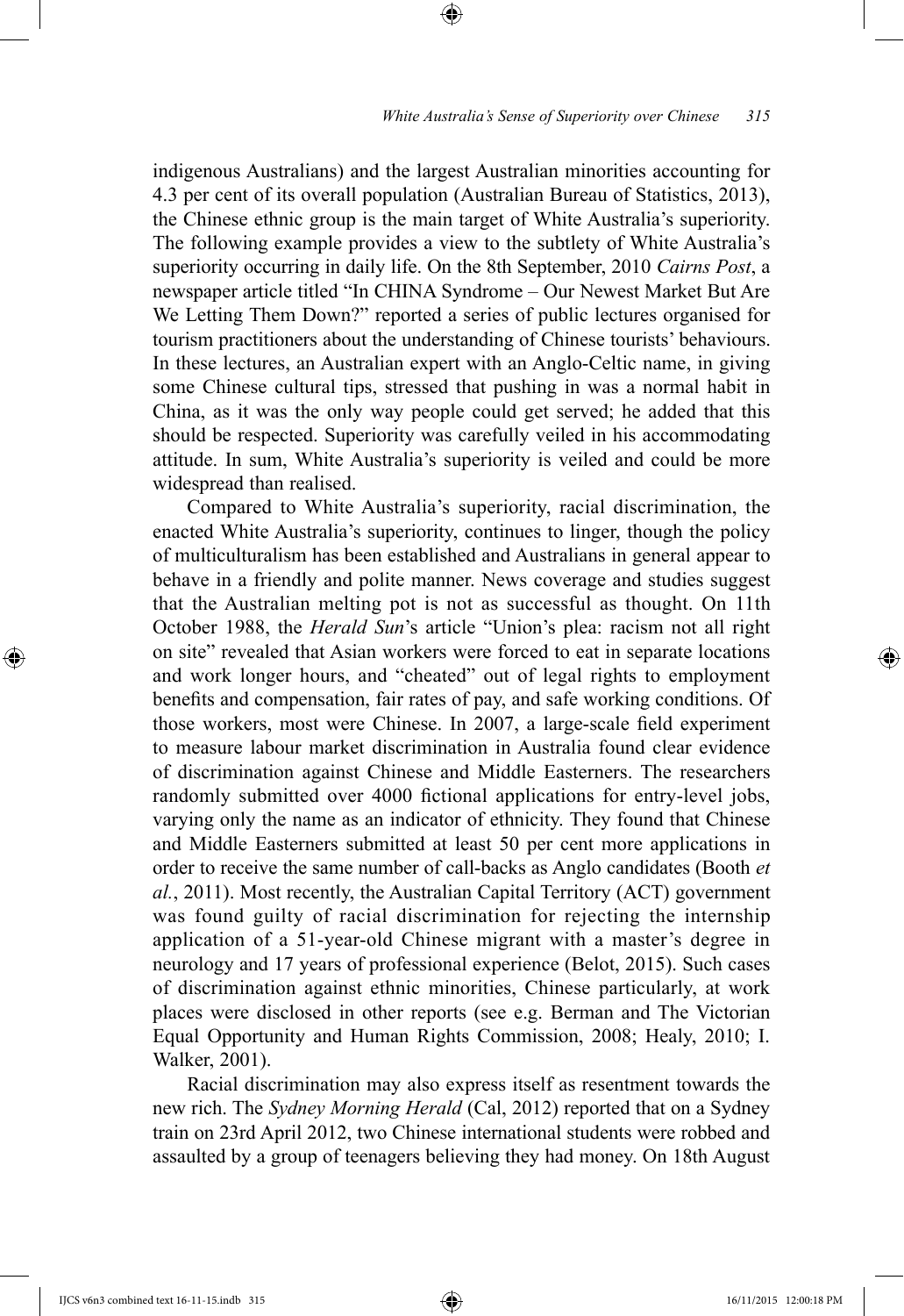indigenous Australians) and the largest Australian minorities accounting for 4.3 per cent of its overall population (Australian Bureau of Statistics, 2013), the Chinese ethnic group is the main target of White Australia's superiority. The following example provides a view to the subtlety of White Australia's superiority occurring in daily life. On the 8th September, 2010 *Cairns Post*, a newspaper article titled "In CHINA Syndrome – Our Newest Market But Are We Letting Them Down?" reported a series of public lectures organised for tourism practitioners about the understanding of Chinese tourists' behaviours. In these lectures, an Australian expert with an Anglo-Celtic name, in giving some Chinese cultural tips, stressed that pushing in was a normal habit in China, as it was the only way people could get served; he added that this should be respected. Superiority was carefully veiled in his accommodating attitude. In sum, White Australia's superiority is veiled and could be more widespread than realised.

Compared to White Australia's superiority, racial discrimination, the enacted White Australia's superiority, continues to linger, though the policy of multiculturalism has been established and Australians in general appear to behave in a friendly and polite manner. News coverage and studies suggest that the Australian melting pot is not as successful as thought. On 11th October 1988, the *Herald Sun*'s article "Union's plea: racism not all right on site" revealed that Asian workers were forced to eat in separate locations and work longer hours, and "cheated" out of legal rights to employment benefits and compensation, fair rates of pay, and safe working conditions. Of those workers, most were Chinese. In 2007, a large-scale field experiment to measure labour market discrimination in Australia found clear evidence of discrimination against Chinese and Middle Easterners. The researchers randomly submitted over 4000 fictional applications for entry-level jobs, varying only the name as an indicator of ethnicity. They found that Chinese and Middle Easterners submitted at least 50 per cent more applications in order to receive the same number of call-backs as Anglo candidates (Booth *et al.*, 2011). Most recently, the Australian Capital Territory (ACT) government was found guilty of racial discrimination for rejecting the internship application of a 51-year-old Chinese migrant with a master's degree in neurology and 17 years of professional experience (Belot, 2015). Such cases of discrimination against ethnic minorities, Chinese particularly, at work places were disclosed in other reports (see e.g. Berman and The Victorian Equal Opportunity and Human Rights Commission, 2008; Healy, 2010; I. Walker, 2001).

Racial discrimination may also express itself as resentment towards the new rich. The *Sydney Morning Herald* (Cal, 2012) reported that on a Sydney train on 23rd April 2012, two Chinese international students were robbed and assaulted by a group of teenagers believing they had money. On 18th August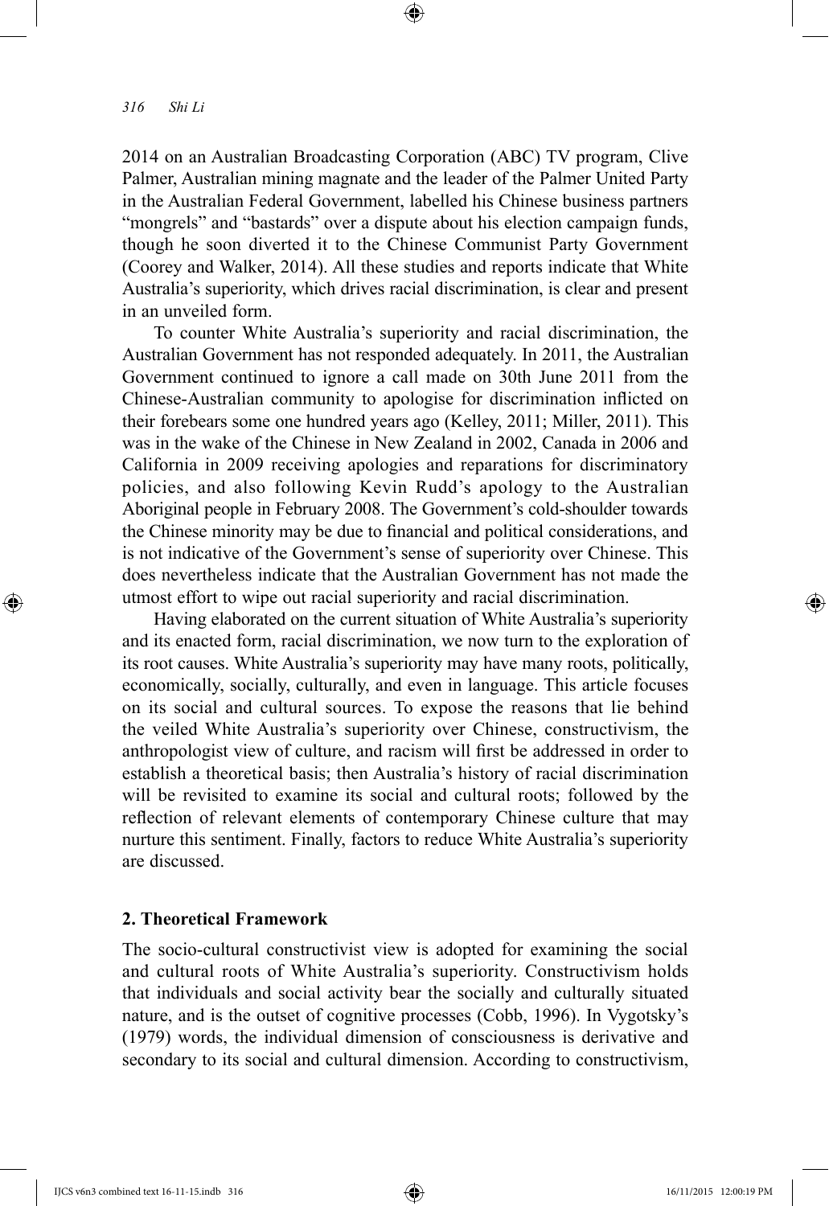2014 on an Australian Broadcasting Corporation (ABC) TV program, Clive Palmer, Australian mining magnate and the leader of the Palmer United Party in the Australian Federal Government, labelled his Chinese business partners "mongrels" and "bastards" over a dispute about his election campaign funds, though he soon diverted it to the Chinese Communist Party Government (Coorey and Walker, 2014). All these studies and reports indicate that White Australia's superiority, which drives racial discrimination, is clear and present in an unveiled form.

To counter White Australia's superiority and racial discrimination, the Australian Government has not responded adequately. In 2011, the Australian Government continued to ignore a call made on 30th June 2011 from the Chinese-Australian community to apologise for discrimination inflicted on their forebears some one hundred years ago (Kelley, 2011; Miller, 2011). This was in the wake of the Chinese in New Zealand in 2002, Canada in 2006 and California in 2009 receiving apologies and reparations for discriminatory policies, and also following Kevin Rudd's apology to the Australian Aboriginal people in February 2008. The Government's cold-shoulder towards the Chinese minority may be due to financial and political considerations, and is not indicative of the Government's sense of superiority over Chinese. This does nevertheless indicate that the Australian Government has not made the utmost effort to wipe out racial superiority and racial discrimination.

Having elaborated on the current situation of White Australia's superiority and its enacted form, racial discrimination, we now turn to the exploration of its root causes. White Australia's superiority may have many roots, politically, economically, socially, culturally, and even in language. This article focuses on its social and cultural sources. To expose the reasons that lie behind the veiled White Australia's superiority over Chinese, constructivism, the anthropologist view of culture, and racism will first be addressed in order to establish a theoretical basis; then Australia's history of racial discrimination will be revisited to examine its social and cultural roots; followed by the reflection of relevant elements of contemporary Chinese culture that may nurture this sentiment. Finally, factors to reduce White Australia's superiority are discussed.

## 2. Theoretical Framework

The socio-cultural constructivist view is adopted for examining the social and cultural roots of White Australia's superiority. Constructivism holds that individuals and social activity bear the socially and culturally situated nature, and is the outset of cognitive processes (Cobb, 1996). In Vygotsky's (1979) words, the individual dimension of consciousness is derivative and secondary to its social and cultural dimension. According to constructivism,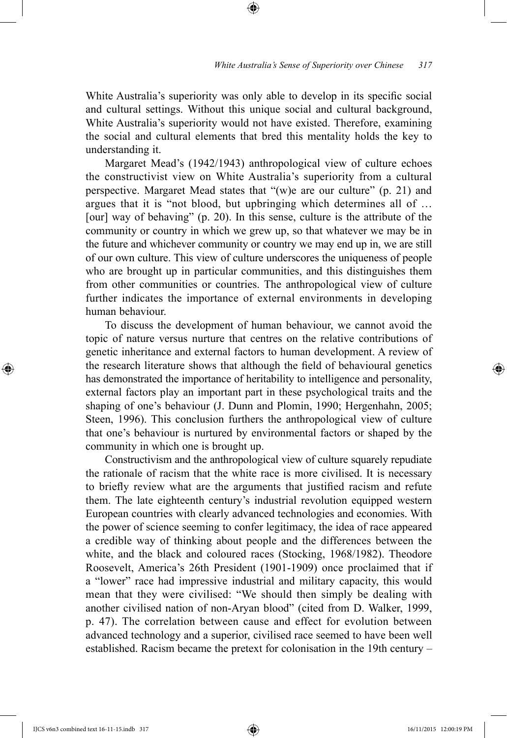White Australia's superiority was only able to develop in its specific social and cultural settings. Without this unique social and cultural background, White Australia's superiority would not have existed. Therefore, examining the social and cultural elements that bred this mentality holds the key to understanding it.

Margaret Mead's (1942/1943) anthropological view of culture echoes the constructivist view on White Australia's superiority from a cultural perspective. Margaret Mead states that "(w)e are our culture" (p. 21) and argues that it is "not blood, but upbringing which determines all of … [our] way of behaving" (p. 20). In this sense, culture is the attribute of the community or country in which we grew up, so that whatever we may be in the future and whichever community or country we may end up in, we are still of our own culture. This view of culture underscores the uniqueness of people who are brought up in particular communities, and this distinguishes them from other communities or countries. The anthropological view of culture further indicates the importance of external environments in developing human behaviour.

To discuss the development of human behaviour, we cannot avoid the topic of nature versus nurture that centres on the relative contributions of genetic inheritance and external factors to human development. A review of the research literature shows that although the field of behavioural genetics has demonstrated the importance of heritability to intelligence and personality, external factors play an important part in these psychological traits and the shaping of one's behaviour (J. Dunn and Plomin, 1990; Hergenhahn, 2005; Steen, 1996). This conclusion furthers the anthropological view of culture that one's behaviour is nurtured by environmental factors or shaped by the community in which one is brought up.

Constructivism and the anthropological view of culture squarely repudiate the rationale of racism that the white race is more civilised. It is necessary to briefly review what are the arguments that justified racism and refute them. The late eighteenth century's industrial revolution equipped western European countries with clearly advanced technologies and economies. With the power of science seeming to confer legitimacy, the idea of race appeared a credible way of thinking about people and the differences between the white, and the black and coloured races (Stocking, 1968/1982). Theodore Roosevelt, America's 26th President (1901-1909) once proclaimed that if a "lower" race had impressive industrial and military capacity, this would mean that they were civilised: "We should then simply be dealing with another civilised nation of non-Aryan blood" (cited from D. Walker, 1999, p. 47). The correlation between cause and effect for evolution between advanced technology and a superior, civilised race seemed to have been well established. Racism became the pretext for colonisation in the 19th century –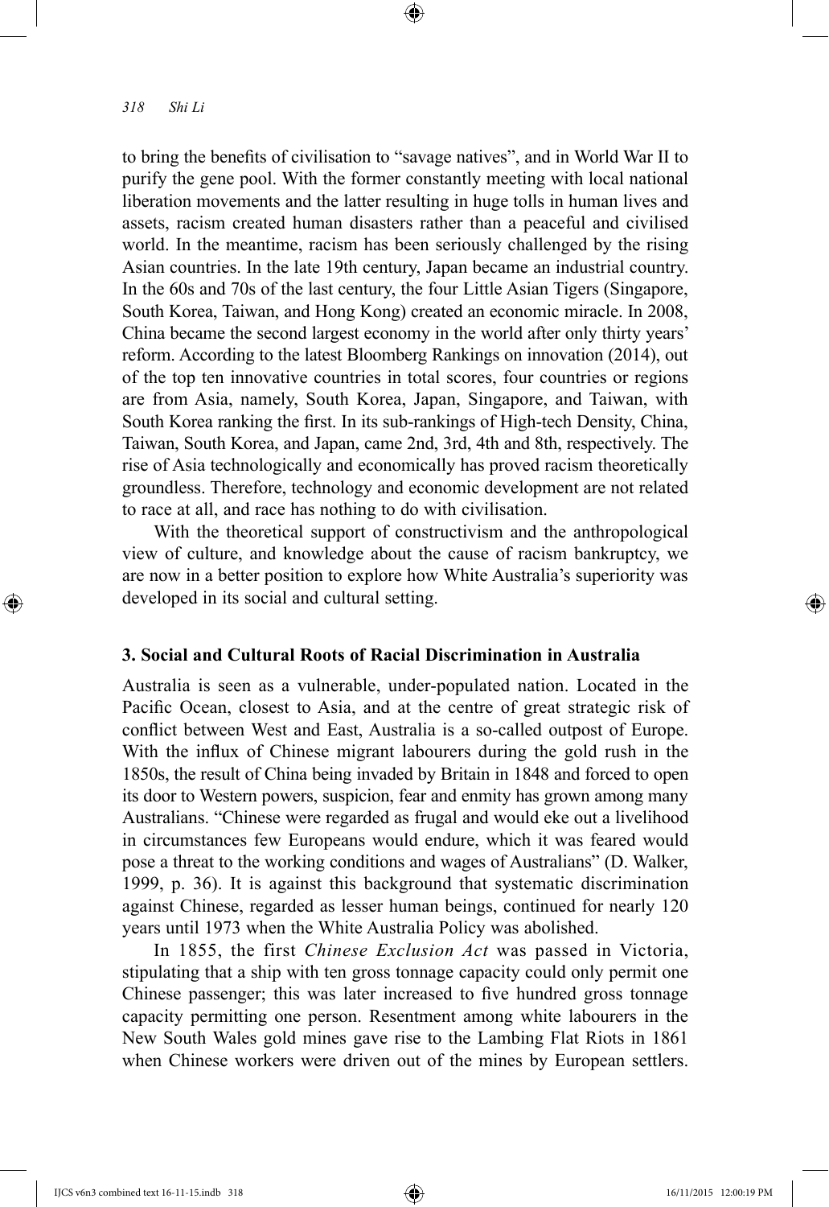to bring the benefits of civilisation to "savage natives", and in World War II to purify the gene pool. With the former constantly meeting with local national liberation movements and the latter resulting in huge tolls in human lives and assets, racism created human disasters rather than a peaceful and civilised world. In the meantime, racism has been seriously challenged by the rising Asian countries. In the late 19th century, Japan became an industrial country. In the 60s and 70s of the last century, the four Little Asian Tigers (Singapore, South Korea, Taiwan, and Hong Kong) created an economic miracle. In 2008, China became the second largest economy in the world after only thirty years' reform. According to the latest Bloomberg Rankings on innovation (2014), out of the top ten innovative countries in total scores, four countries or regions are from Asia, namely, South Korea, Japan, Singapore, and Taiwan, with South Korea ranking the first. In its sub-rankings of High-tech Density, China, Taiwan, South Korea, and Japan, came 2nd, 3rd, 4th and 8th, respectively. The rise of Asia technologically and economically has proved racism theoretically groundless. Therefore, technology and economic development are not related to race at all, and race has nothing to do with civilisation.

With the theoretical support of constructivism and the anthropological view of culture, and knowledge about the cause of racism bankruptcy, we are now in a better position to explore how White Australia's superiority was developed in its social and cultural setting.

## 3. Social and Cultural Roots of Racial Discrimination in Australia

Australia is seen as a vulnerable, under-populated nation. Located in the Pacific Ocean, closest to Asia, and at the centre of great strategic risk of conflict between West and East, Australia is a so-called outpost of Europe. With the influx of Chinese migrant labourers during the gold rush in the 1850s, the result of China being invaded by Britain in 1848 and forced to open its door to Western powers, suspicion, fear and enmity has grown among many Australians. "Chinese were regarded as frugal and would eke out a livelihood in circumstances few Europeans would endure, which it was feared would pose a threat to the working conditions and wages of Australians" (D. Walker, 1999, p. 36). It is against this background that systematic discrimination against Chinese, regarded as lesser human beings, continued for nearly 120 years until 1973 when the White Australia Policy was abolished.

In 1855, the first *Chinese Exclusion Act* was passed in Victoria, stipulating that a ship with ten gross tonnage capacity could only permit one Chinese passenger; this was later increased to five hundred gross tonnage capacity permitting one person. Resentment among white labourers in the New South Wales gold mines gave rise to the Lambing Flat Riots in 1861 when Chinese workers were driven out of the mines by European settlers.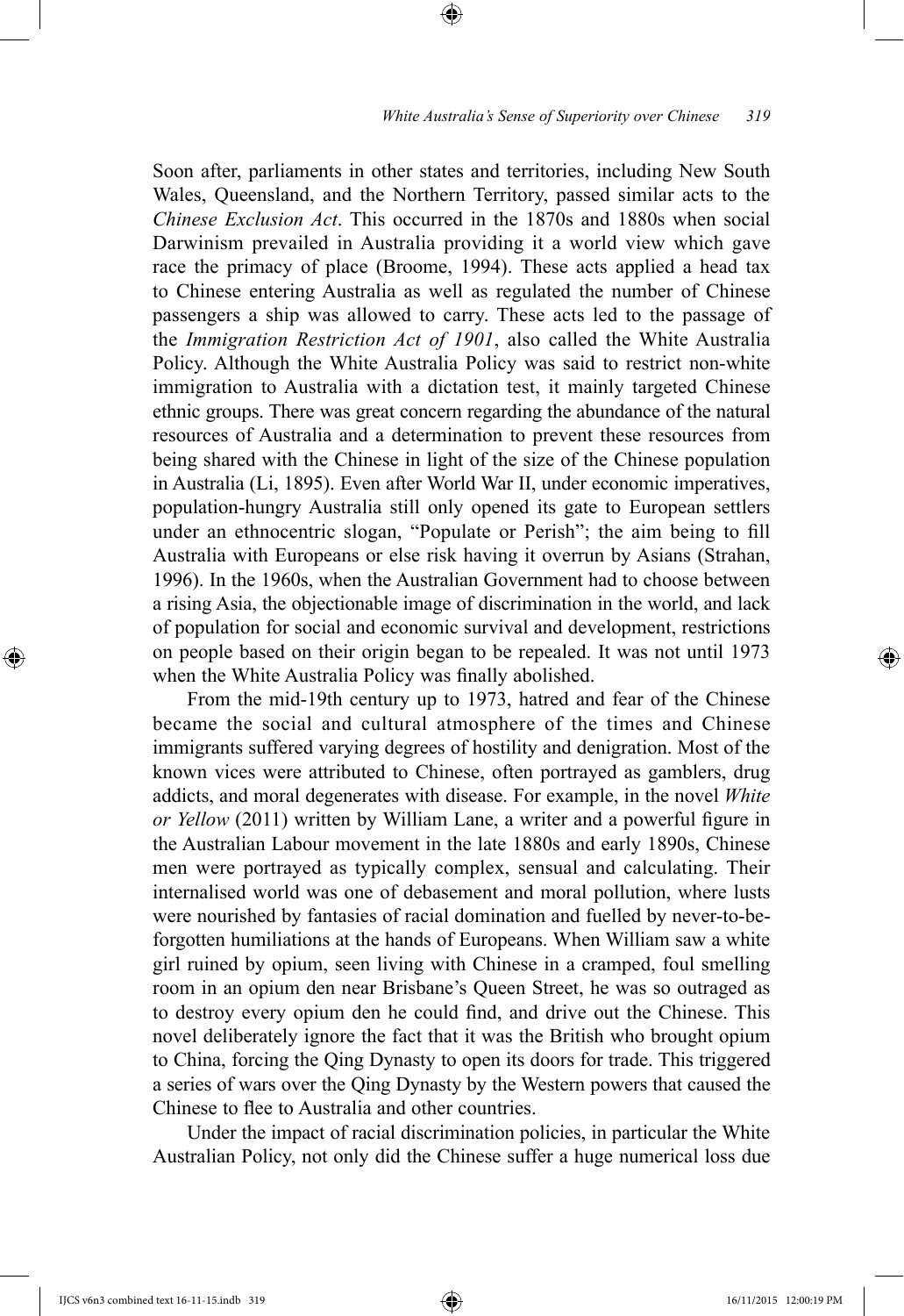Soon after, parliaments in other states and territories, including New South Wales, Queensland, and the Northern Territory, passed similar acts to the *Chinese Exclusion Act*. This occurred in the 1870s and 1880s when social Darwinism prevailed in Australia providing it a world view which gave race the primacy of place (Broome, 1994). These acts applied a head tax to Chinese entering Australia as well as regulated the number of Chinese passengers a ship was allowed to carry. These acts led to the passage of the *Immigration Restriction Act of 1901*, also called the White Australia Policy. Although the White Australia Policy was said to restrict non-white immigration to Australia with a dictation test, it mainly targeted Chinese ethnic groups. There was great concern regarding the abundance of the natural resources of Australia and a determination to prevent these resources from being shared with the Chinese in light of the size of the Chinese population in Australia (Li, 1895). Even after World War II, under economic imperatives, population-hungry Australia still only opened its gate to European settlers under an ethnocentric slogan, "Populate or Perish"; the aim being to fill Australia with Europeans or else risk having it overrun by Asians (Strahan, 1996). In the 1960s, when the Australian Government had to choose between a rising Asia, the objectionable image of discrimination in the world, and lack of population for social and economic survival and development, restrictions on people based on their origin began to be repealed. It was not until 1973 when the White Australia Policy was finally abolished.

From the mid-19th century up to 1973, hatred and fear of the Chinese became the social and cultural atmosphere of the times and Chinese immigrants suffered varying degrees of hostility and denigration. Most of the known vices were attributed to Chinese, often portrayed as gamblers, drug addicts, and moral degenerates with disease. For example, in the novel *White or Yellow* (2011) written by William Lane, a writer and a powerful figure in the Australian Labour movement in the late 1880s and early 1890s, Chinese men were portrayed as typically complex, sensual and calculating. Their internalised world was one of debasement and moral pollution, where lusts were nourished by fantasies of racial domination and fuelled by never-to-be-forgotten humiliations at the hands of Europeans. When William saw a white girl ruined by opium, seen living with Chinese in a cramped, foul smelling room in an opium den near Brisbane's Queen Street, he was so outraged as to destroy every opium den he could find, and drive out the Chinese. This novel deliberately ignore the fact that it was the British who brought opium to China, forcing the Qing Dynasty to open its doors for trade. This triggered a series of wars over the Qing Dynasty by the Western powers that caused the Chinese to flee to Australia and other countries.

Under the impact of racial discrimination policies, in particular the White Australian Policy, not only did the Chinese suffer a huge numerical loss due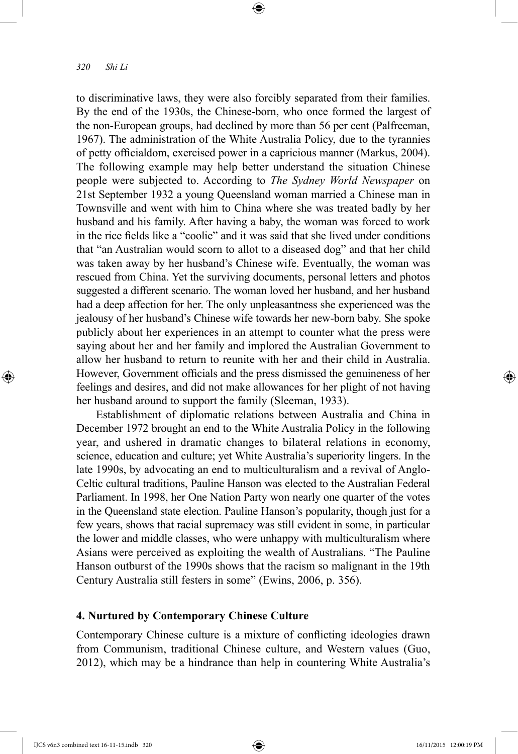to discriminative laws, they were also forcibly separated from their families. By the end of the 1930s, the Chinese-born, who once formed the largest of the non-European groups, had declined by more than 56 per cent (Palfreeman, 1967). The administration of the White Australia Policy, due to the tyrannies of petty officialdom, exercised power in a capricious manner (Markus, 2004). The following example may help better understand the situation Chinese people were subjected to. According to *The Sydney World Newspaper* on 21st September 1932 a young Queensland woman married a Chinese man in Townsville and went with him to China where she was treated badly by her husband and his family. After having a baby, the woman was forced to work in the rice fields like a "coolie" and it was said that she lived under conditions that "an Australian would scorn to allot to a diseased dog" and that her child was taken away by her husband's Chinese wife. Eventually, the woman was rescued from China. Yet the surviving documents, personal letters and photos suggested a different scenario. The woman loved her husband, and her husband had a deep affection for her. The only unpleasantness she experienced was the jealousy of her husband's Chinese wife towards her new-born baby. She spoke publicly about her experiences in an attempt to counter what the press were saying about her and her family and implored the Australian Government to allow her husband to return to reunite with her and their child in Australia. However, Government officials and the press dismissed the genuineness of her feelings and desires, and did not make allowances for her plight of not having her husband around to support the family (Sleeman, 1933).

Establishment of diplomatic relations between Australia and China in December 1972 brought an end to the White Australia Policy in the following year, and ushered in dramatic changes to bilateral relations in economy, science, education and culture; yet White Australia's superiority lingers. In the late 1990s, by advocating an end to multiculturalism and a revival of Anglo-Celtic cultural traditions, Pauline Hanson was elected to the Australian Federal Parliament. In 1998, her One Nation Party won nearly one quarter of the votes in the Queensland state election. Pauline Hanson's popularity, though just for a few years, shows that racial supremacy was still evident in some, in particular the lower and middle classes, who were unhappy with multiculturalism where Asians were perceived as exploiting the wealth of Australians. "The Pauline Hanson outburst of the 1990s shows that the racism so malignant in the 19th Century Australia still festers in some" (Ewins, 2006, p. 356).

## 4. Nurtured by Contemporary Chinese Culture

Contemporary Chinese culture is a mixture of conflicting ideologies drawn from Communism, traditional Chinese culture, and Western values (Guo, 2012), which may be a hindrance than help in countering White Australia's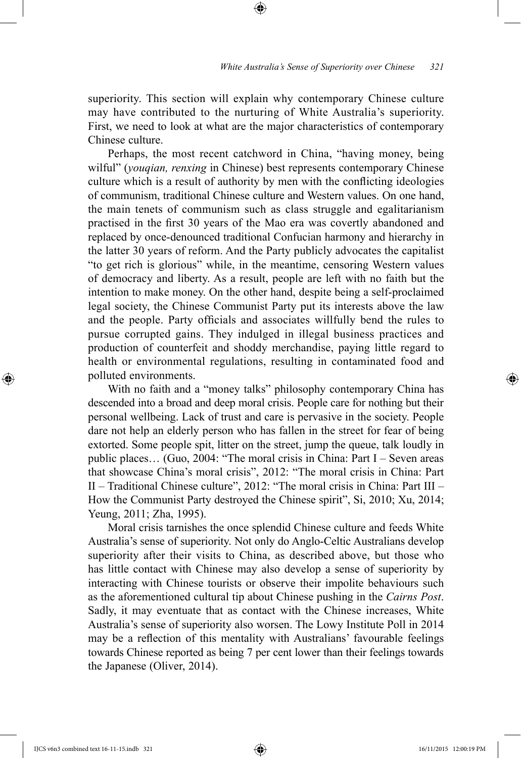superiority. This section will explain why contemporary Chinese culture may have contributed to the nurturing of White Australia's superiority. First, we need to look at what are the major characteristics of contemporary Chinese culture.

Perhaps, the most recent catchword in China, "having money, being wilful" (*youqian, renxing* in Chinese) best represents contemporary Chinese culture which is a result of authority by men with the conflicting ideologies of communism, traditional Chinese culture and Western values. On one hand, the main tenets of communism such as class struggle and egalitarianism practised in the first 30 years of the Mao era was covertly abandoned and replaced by once-denounced traditional Confucian harmony and hierarchy in the latter 30 years of reform. And the Party publicly advocates the capitalist "to get rich is glorious" while, in the meantime, censoring Western values of democracy and liberty. As a result, people are left with no faith but the intention to make money. On the other hand, despite being a self-proclaimed legal society, the Chinese Communist Party put its interests above the law and the people. Party officials and associates willfully bend the rules to pursue corrupted gains. They indulged in illegal business practices and production of counterfeit and shoddy merchandise, paying little regard to health or environmental regulations, resulting in contaminated food and polluted environments.

With no faith and a "money talks" philosophy contemporary China has descended into a broad and deep moral crisis. People care for nothing but their personal wellbeing. Lack of trust and care is pervasive in the society. People dare not help an elderly person who has fallen in the street for fear of being extorted. Some people spit, litter on the street, jump the queue, talk loudly in public places… (Guo, 2004: "The moral crisis in China: Part I – Seven areas that showcase China's moral crisis", 2012: "The moral crisis in China: Part II – Traditional Chinese culture", 2012: "The moral crisis in China: Part III – How the Communist Party destroyed the Chinese spirit", Si, 2010; Xu, 2014; Yeung, 2011; Zha, 1995).

Moral crisis tarnishes the once splendid Chinese culture and feeds White Australia's sense of superiority. Not only do Anglo-Celtic Australians develop superiority after their visits to China, as described above, but those who has little contact with Chinese may also develop a sense of superiority by interacting with Chinese tourists or observe their impolite behaviours such as the aforementioned cultural tip about Chinese pushing in the *Cairns Post*. Sadly, it may eventuate that as contact with the Chinese increases, White Australia's sense of superiority also worsen. The Lowy Institute Poll in 2014 may be a reflection of this mentality with Australians' favourable feelings towards Chinese reported as being 7 per cent lower than their feelings towards the Japanese (Oliver, 2014).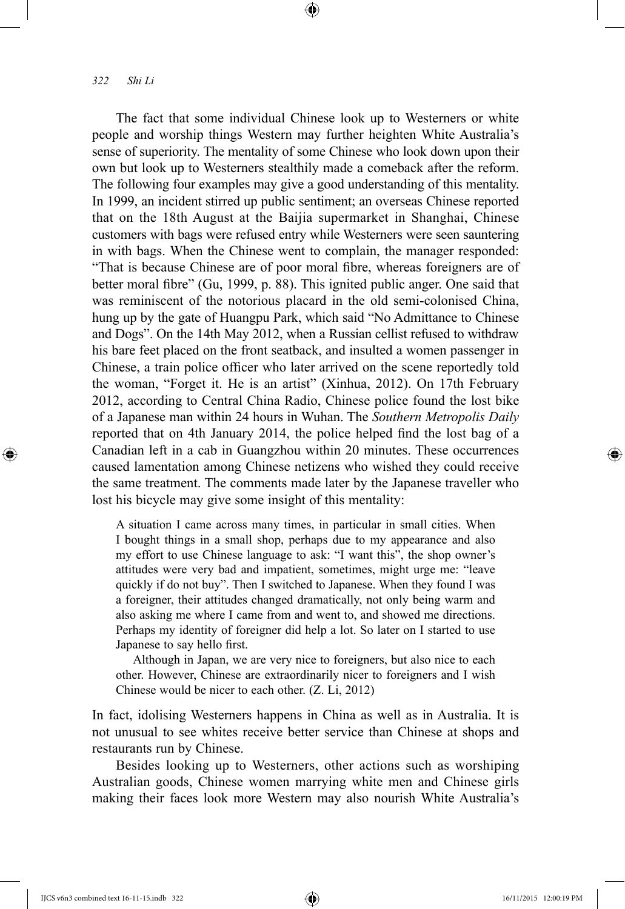The fact that some individual Chinese look up to Westerners or white people and worship things Western may further heighten White Australia's sense of superiority. The mentality of some Chinese who look down upon their own but look up to Westerners stealthily made a comeback after the reform. The following four examples may give a good understanding of this mentality. In 1999, an incident stirred up public sentiment; an overseas Chinese reported that on the 18th August at the Baijia supermarket in Shanghai, Chinese customers with bags were refused entry while Westerners were seen sauntering in with bags. When the Chinese went to complain, the manager responded: "That is because Chinese are of poor moral fibre, whereas foreigners are of better moral fibre" (Gu, 1999, p. 88). This ignited public anger. One said that was reminiscent of the notorious placard in the old semi-colonised China, hung up by the gate of Huangpu Park, which said "No Admittance to Chinese and Dogs". On the 14th May 2012, when a Russian cellist refused to withdraw his bare feet placed on the front seatback, and insulted a women passenger in Chinese, a train police officer who later arrived on the scene reportedly told the woman, "Forget it. He is an artist" (Xinhua, 2012). On 17th February 2012, according to Central China Radio, Chinese police found the lost bike of a Japanese man within 24 hours in Wuhan. The *Southern Metropolis Daily* reported that on 4th January 2014, the police helped find the lost bag of a Canadian left in a cab in Guangzhou within 20 minutes. These occurrences caused lamentation among Chinese netizens who wished they could receive the same treatment. The comments made later by the Japanese traveller who lost his bicycle may give some insight of this mentality:

> A situation I came across many times, in particular in small cities. When I bought things in a small shop, perhaps due to my appearance and also my effort to use Chinese language to ask: "I want this", the shop owner's attitudes were very bad and impatient, sometimes, might urge me: "leave quickly if do not buy". Then I switched to Japanese. When they found I was a foreigner, their attitudes changed dramatically, not only being warm and also asking me where I came from and went to, and showed me directions. Perhaps my identity of foreigner did help a lot. So later on I started to use Japanese to say hello first.
>
> Although in Japan, we are very nice to foreigners, but also nice to each other. However, Chinese are extraordinarily nicer to foreigners and I wish Chinese would be nicer to each other. (Z. Li, 2012)

In fact, idolising Westerners happens in China as well as in Australia. It is not unusual to see whites receive better service than Chinese at shops and restaurants run by Chinese.

Besides looking up to Westerners, other actions such as worshiping Australian goods, Chinese women marrying white men and Chinese girls making their faces look more Western may also nourish White Australia's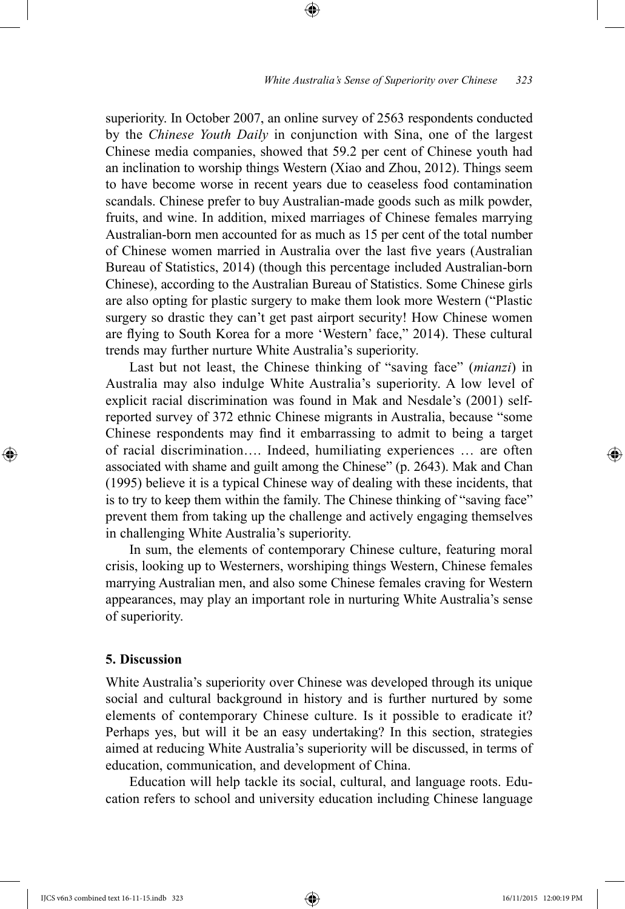superiority. In October 2007, an online survey of 2563 respondents conducted by the *Chinese Youth Daily* in conjunction with Sina, one of the largest Chinese media companies, showed that 59.2 per cent of Chinese youth had an inclination to worship things Western (Xiao and Zhou, 2012). Things seem to have become worse in recent years due to ceaseless food contamination scandals. Chinese prefer to buy Australian-made goods such as milk powder, fruits, and wine. In addition, mixed marriages of Chinese females marrying Australian-born men accounted for as much as 15 per cent of the total number of Chinese women married in Australia over the last five years (Australian Bureau of Statistics, 2014) (though this percentage included Australian-born Chinese), according to the Australian Bureau of Statistics. Some Chinese girls are also opting for plastic surgery to make them look more Western ("Plastic surgery so drastic they can't get past airport security! How Chinese women are flying to South Korea for a more 'Western' face," 2014). These cultural trends may further nurture White Australia's superiority.

Last but not least, the Chinese thinking of "saving face" (*mianzi*) in Australia may also indulge White Australia's superiority. A low level of explicit racial discrimination was found in Mak and Nesdale's (2001) self-reported survey of 372 ethnic Chinese migrants in Australia, because "some Chinese respondents may find it embarrassing to admit to being a target of racial discrimination…. Indeed, humiliating experiences … are often associated with shame and guilt among the Chinese" (p. 2643). Mak and Chan (1995) believe it is a typical Chinese way of dealing with these incidents, that is to try to keep them within the family. The Chinese thinking of "saving face" prevent them from taking up the challenge and actively engaging themselves in challenging White Australia's superiority.

In sum, the elements of contemporary Chinese culture, featuring moral crisis, looking up to Westerners, worshiping things Western, Chinese females marrying Australian men, and also some Chinese females craving for Western appearances, may play an important role in nurturing White Australia's sense of superiority.

## 5. Discussion

White Australia's superiority over Chinese was developed through its unique social and cultural background in history and is further nurtured by some elements of contemporary Chinese culture. Is it possible to eradicate it? Perhaps yes, but will it be an easy undertaking? In this section, strategies aimed at reducing White Australia's superiority will be discussed, in terms of education, communication, and development of China.

Education will help tackle its social, cultural, and language roots. Education refers to school and university education including Chinese language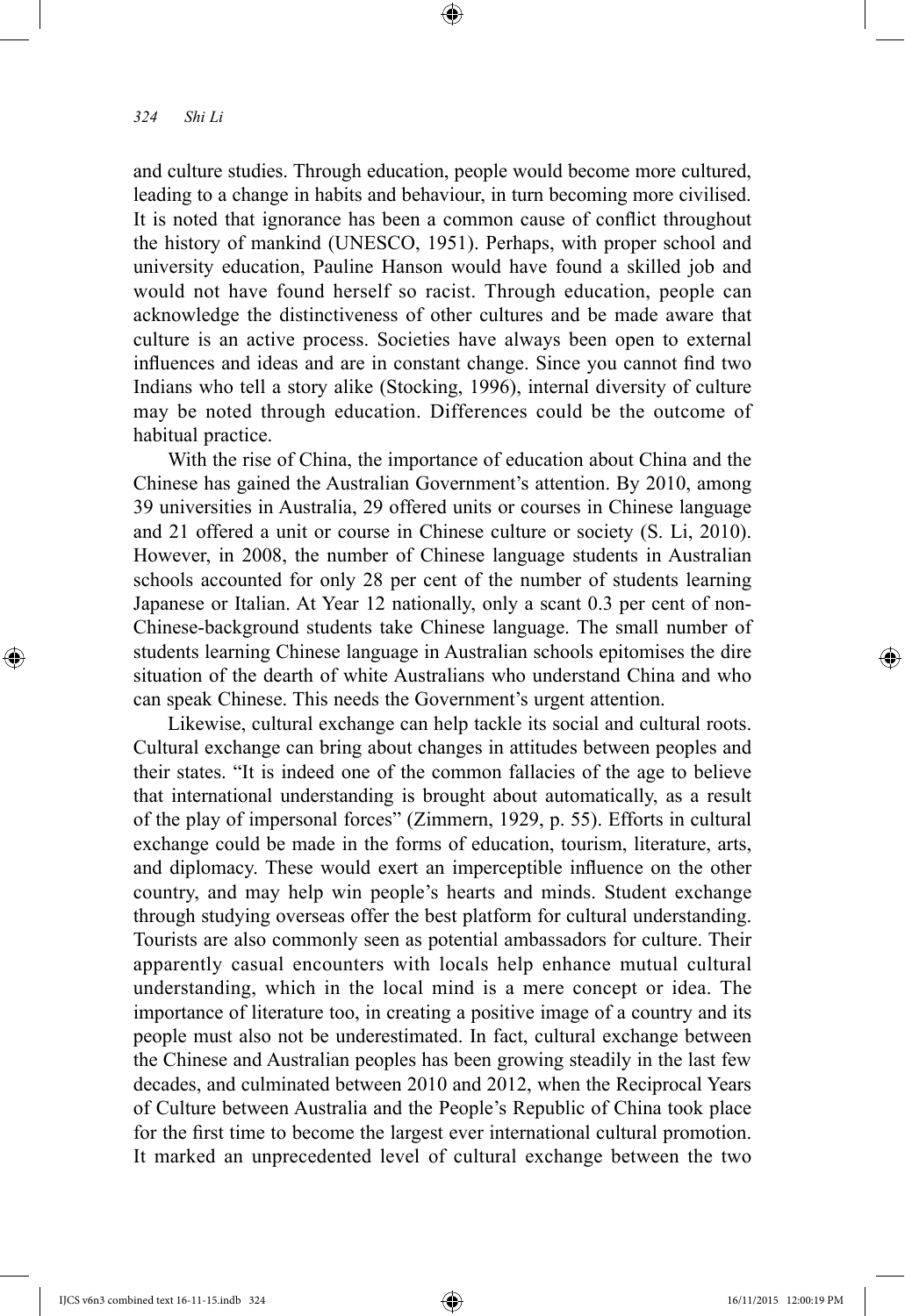and culture studies. Through education, people would become more cultured, leading to a change in habits and behaviour, in turn becoming more civilised. It is noted that ignorance has been a common cause of conflict throughout the history of mankind (UNESCO, 1951). Perhaps, with proper school and university education, Pauline Hanson would have found a skilled job and would not have found herself so racist. Through education, people can acknowledge the distinctiveness of other cultures and be made aware that culture is an active process. Societies have always been open to external influences and ideas and are in constant change. Since you cannot find two Indians who tell a story alike (Stocking, 1996), internal diversity of culture may be noted through education. Differences could be the outcome of habitual practice.

With the rise of China, the importance of education about China and the Chinese has gained the Australian Government's attention. By 2010, among 39 universities in Australia, 29 offered units or courses in Chinese language and 21 offered a unit or course in Chinese culture or society (S. Li, 2010). However, in 2008, the number of Chinese language students in Australian schools accounted for only 28 per cent of the number of students learning Japanese or Italian. At Year 12 nationally, only a scant 0.3 per cent of non-Chinese-background students take Chinese language. The small number of students learning Chinese language in Australian schools epitomises the dire situation of the dearth of white Australians who understand China and who can speak Chinese. This needs the Government's urgent attention.

Likewise, cultural exchange can help tackle its social and cultural roots. Cultural exchange can bring about changes in attitudes between peoples and their states. "It is indeed one of the common fallacies of the age to believe that international understanding is brought about automatically, as a result of the play of impersonal forces" (Zimmern, 1929, p. 55). Efforts in cultural exchange could be made in the forms of education, tourism, literature, arts, and diplomacy. These would exert an imperceptible influence on the other country, and may help win people's hearts and minds. Student exchange through studying overseas offer the best platform for cultural understanding. Tourists are also commonly seen as potential ambassadors for culture. Their apparently casual encounters with locals help enhance mutual cultural understanding, which in the local mind is a mere concept or idea. The importance of literature too, in creating a positive image of a country and its people must also not be underestimated. In fact, cultural exchange between the Chinese and Australian peoples has been growing steadily in the last few decades, and culminated between 2010 and 2012, when the Reciprocal Years of Culture between Australia and the People's Republic of China took place for the first time to become the largest ever international cultural promotion. It marked an unprecedented level of cultural exchange between the two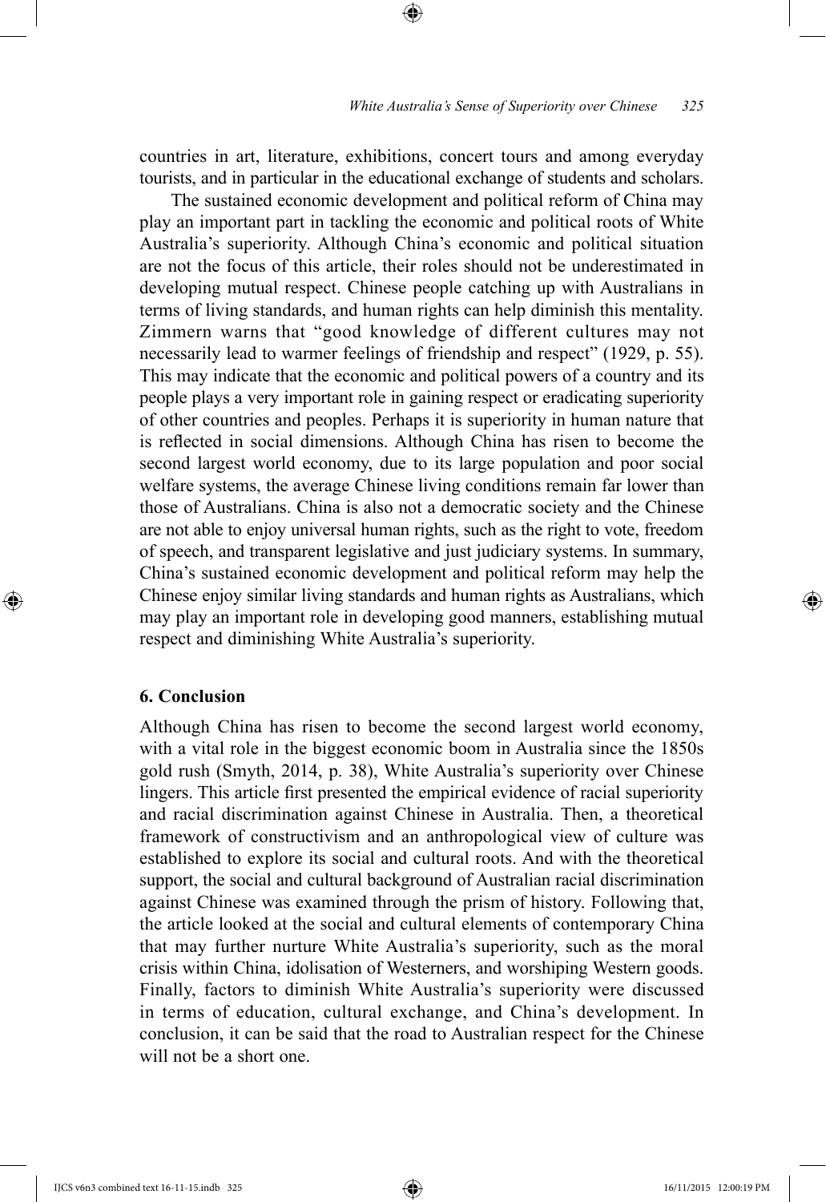countries in art, literature, exhibitions, concert tours and among everyday tourists, and in particular in the educational exchange of students and scholars.

The sustained economic development and political reform of China may play an important part in tackling the economic and political roots of White Australia's superiority. Although China's economic and political situation are not the focus of this article, their roles should not be underestimated in developing mutual respect. Chinese people catching up with Australians in terms of living standards, and human rights can help diminish this mentality. Zimmern warns that "good knowledge of different cultures may not necessarily lead to warmer feelings of friendship and respect" (1929, p. 55). This may indicate that the economic and political powers of a country and its people plays a very important role in gaining respect or eradicating superiority of other countries and peoples. Perhaps it is superiority in human nature that is reflected in social dimensions. Although China has risen to become the second largest world economy, due to its large population and poor social welfare systems, the average Chinese living conditions remain far lower than those of Australians. China is also not a democratic society and the Chinese are not able to enjoy universal human rights, such as the right to vote, freedom of speech, and transparent legislative and just judiciary systems. In summary, China's sustained economic development and political reform may help the Chinese enjoy similar living standards and human rights as Australians, which may play an important role in developing good manners, establishing mutual respect and diminishing White Australia's superiority.

## 6. Conclusion

Although China has risen to become the second largest world economy, with a vital role in the biggest economic boom in Australia since the 1850s gold rush (Smyth, 2014, p. 38), White Australia's superiority over Chinese lingers. This article first presented the empirical evidence of racial superiority and racial discrimination against Chinese in Australia. Then, a theoretical framework of constructivism and an anthropological view of culture was established to explore its social and cultural roots. And with the theoretical support, the social and cultural background of Australian racial discrimination against Chinese was examined through the prism of history. Following that, the article looked at the social and cultural elements of contemporary China that may further nurture White Australia's superiority, such as the moral crisis within China, idolisation of Westerners, and worshiping Western goods. Finally, factors to diminish White Australia's superiority were discussed in terms of education, cultural exchange, and China's development. In conclusion, it can be said that the road to Australian respect for the Chinese will not be a short one.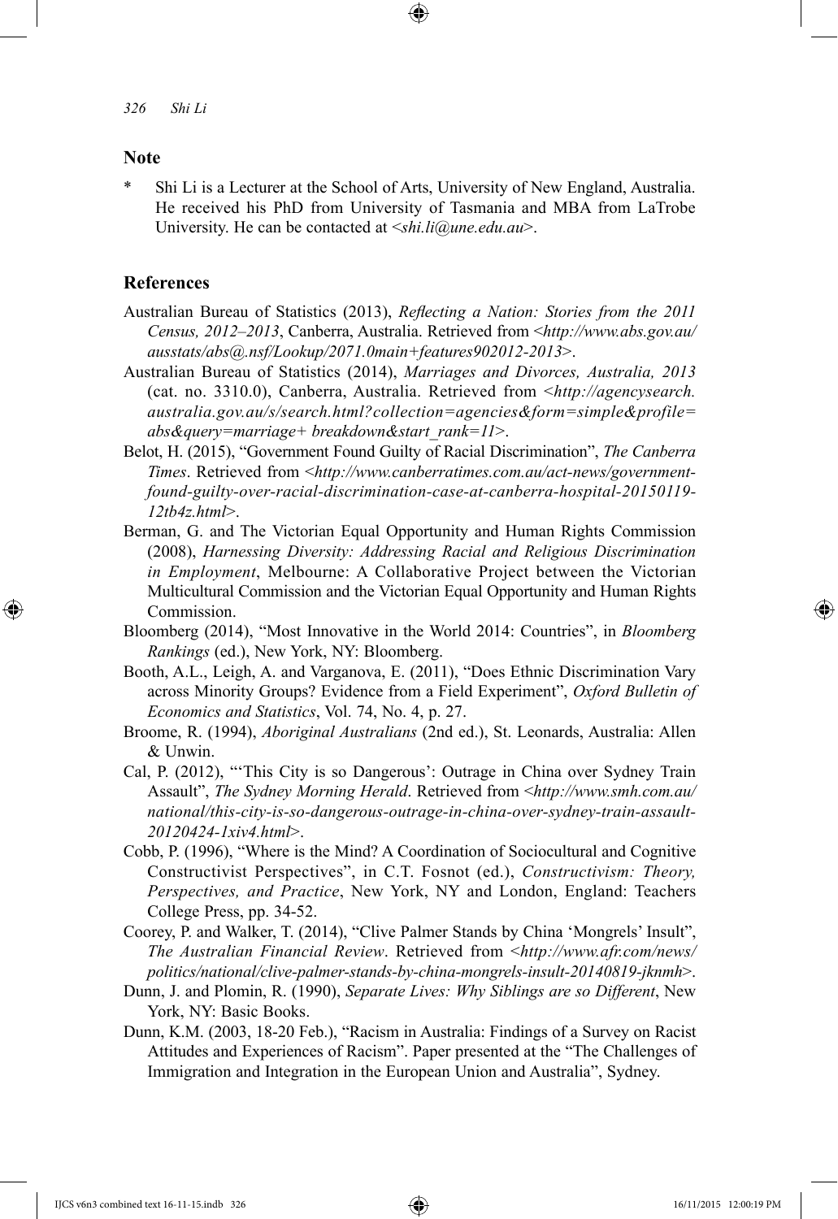## Note

\* Shi Li is a Lecturer at the School of Arts, University of New England, Australia. He received his PhD from University of Tasmania and MBA from LaTrobe University. He can be contacted at <*shi.li@une.edu.au*>.

## References

Australian Bureau of Statistics (2013), *Reflecting a Nation: Stories from the 2011 Census, 2012–2013*, Canberra, Australia. Retrieved from <*http://www.abs.gov.au/ausstats/abs@.nsf/Lookup/2071.0main+features902012-2013*>.

Australian Bureau of Statistics (2014), *Marriages and Divorces, Australia, 2013* (cat. no. 3310.0), Canberra, Australia. Retrieved from <*http://agencysearch.australia.gov.au/s/search.html?collection=agencies&form=simple&profile=abs&query=marriage+ breakdown&start_rank=11*>.

Belot, H. (2015), "Government Found Guilty of Racial Discrimination", *The Canberra Times*. Retrieved from <*http://www.canberratimes.com.au/act-news/government-found-guilty-over-racial-discrimination-case-at-canberra-hospital-20150119-12tb4z.html*>.

Berman, G. and The Victorian Equal Opportunity and Human Rights Commission (2008), *Harnessing Diversity: Addressing Racial and Religious Discrimination in Employment*, Melbourne: A Collaborative Project between the Victorian Multicultural Commission and the Victorian Equal Opportunity and Human Rights Commission.

Bloomberg (2014), "Most Innovative in the World 2014: Countries", in *Bloomberg Rankings* (ed.), New York, NY: Bloomberg.

Booth, A.L., Leigh, A. and Varganova, E. (2011), "Does Ethnic Discrimination Vary across Minority Groups? Evidence from a Field Experiment", *Oxford Bulletin of Economics and Statistics*, Vol. 74, No. 4, p. 27.

Broome, R. (1994), *Aboriginal Australians* (2nd ed.), St. Leonards, Australia: Allen & Unwin.

Cal, P. (2012), "'This City is so Dangerous': Outrage in China over Sydney Train Assault", *The Sydney Morning Herald*. Retrieved from <*http://www.smh.com.au/national/this-city-is-so-dangerous-outrage-in-china-over-sydney-train-assault-20120424-1xiv4.html*>.

Cobb, P. (1996), "Where is the Mind? A Coordination of Sociocultural and Cognitive Constructivist Perspectives", in C.T. Fosnot (ed.), *Constructivism: Theory, Perspectives, and Practice*, New York, NY and London, England: Teachers College Press, pp. 34-52.

Coorey, P. and Walker, T. (2014), "Clive Palmer Stands by China 'Mongrels' Insult", *The Australian Financial Review*. Retrieved from <*http://www.afr.com/news/politics/national/clive-palmer-stands-by-china-mongrels-insult-20140819-jknmh*>.

Dunn, J. and Plomin, R. (1990), *Separate Lives: Why Siblings are so Different*, New York, NY: Basic Books.

Dunn, K.M. (2003, 18-20 Feb.), "Racism in Australia: Findings of a Survey on Racist Attitudes and Experiences of Racism". Paper presented at the "The Challenges of Immigration and Integration in the European Union and Australia", Sydney.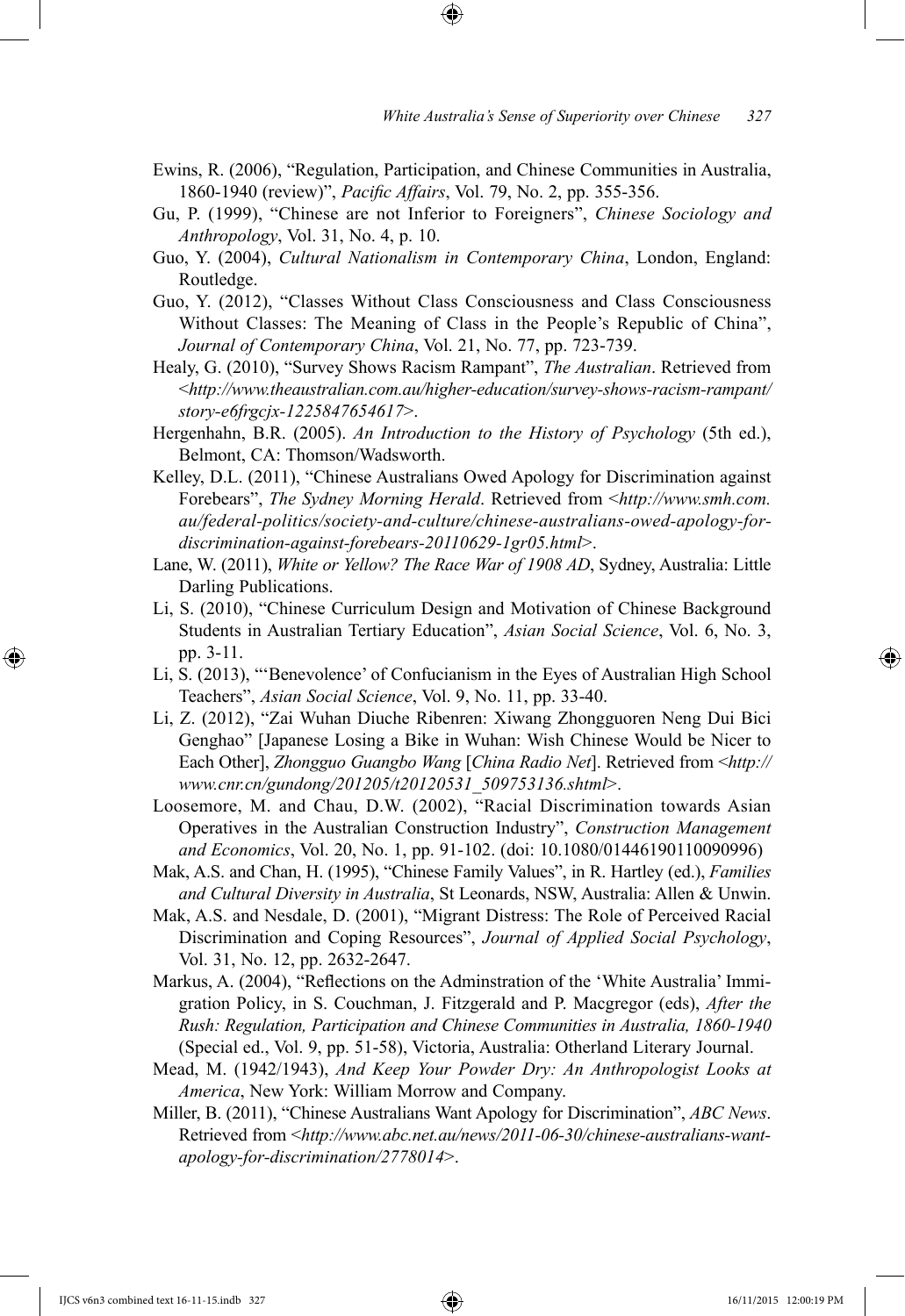Ewins, R. (2006), "Regulation, Participation, and Chinese Communities in Australia, 1860-1940 (review)", *Pacific Affairs*, Vol. 79, No. 2, pp. 355-356.

Gu, P. (1999), "Chinese are not Inferior to Foreigners", *Chinese Sociology and Anthropology*, Vol. 31, No. 4, p. 10.

Guo, Y. (2004), *Cultural Nationalism in Contemporary China*, London, England: Routledge.

Guo, Y. (2012), "Classes Without Class Consciousness and Class Consciousness Without Classes: The Meaning of Class in the People's Republic of China", *Journal of Contemporary China*, Vol. 21, No. 77, pp. 723-739.

Healy, G. (2010), "Survey Shows Racism Rampant", *The Australian*. Retrieved from <*http://www.theaustralian.com.au/higher-education/survey-shows-racism-rampant/story-e6frgcjx-1225847654617*>.

Hergenhahn, B.R. (2005). *An Introduction to the History of Psychology* (5th ed.), Belmont, CA: Thomson/Wadsworth.

Kelley, D.L. (2011), "Chinese Australians Owed Apology for Discrimination against Forebears", *The Sydney Morning Herald*. Retrieved from <*http://www.smh.com.au/federal-politics/society-and-culture/chinese-australians-owed-apology-for-discrimination-against-forebears-20110629-1gr05.html*>.

Lane, W. (2011), *White or Yellow? The Race War of 1908 AD*, Sydney, Australia: Little Darling Publications.

Li, S. (2010), "Chinese Curriculum Design and Motivation of Chinese Background Students in Australian Tertiary Education", *Asian Social Science*, Vol. 6, No. 3, pp. 3-11.

Li, S. (2013), "'Benevolence' of Confucianism in the Eyes of Australian High School Teachers", *Asian Social Science*, Vol. 9, No. 11, pp. 33-40.

Li, Z. (2012), "Zai Wuhan Diuche Ribenren: Xiwang Zhongguoren Neng Dui Bici Genghao" [Japanese Losing a Bike in Wuhan: Wish Chinese Would be Nicer to Each Other], *Zhongguo Guangbo Wang* [*China Radio Net*]. Retrieved from <*http://www.cnr.cn/gundong/201205/t20120531_509753136.shtml*>.

Loosemore, M. and Chau, D.W. (2002), "Racial Discrimination towards Asian Operatives in the Australian Construction Industry", *Construction Management and Economics*, Vol. 20, No. 1, pp. 91-102. (doi: 10.1080/01446190110090996)

Mak, A.S. and Chan, H. (1995), "Chinese Family Values", in R. Hartley (ed.), *Families and Cultural Diversity in Australia*, St Leonards, NSW, Australia: Allen & Unwin.

Mak, A.S. and Nesdale, D. (2001), "Migrant Distress: The Role of Perceived Racial Discrimination and Coping Resources", *Journal of Applied Social Psychology*, Vol. 31, No. 12, pp. 2632-2647.

Markus, A. (2004), "Reflections on the Adminstration of the 'White Australia' Immigration Policy, in S. Couchman, J. Fitzgerald and P. Macgregor (eds), *After the Rush: Regulation, Participation and Chinese Communities in Australia, 1860-1940* (Special ed., Vol. 9, pp. 51-58), Victoria, Australia: Otherland Literary Journal.

Mead, M. (1942/1943), *And Keep Your Powder Dry: An Anthropologist Looks at America*, New York: William Morrow and Company.

Miller, B. (2011), "Chinese Australians Want Apology for Discrimination", *ABC News*. Retrieved from <*http://www.abc.net.au/news/2011-06-30/chinese-australians-want-apology-for-discrimination/2778014*>.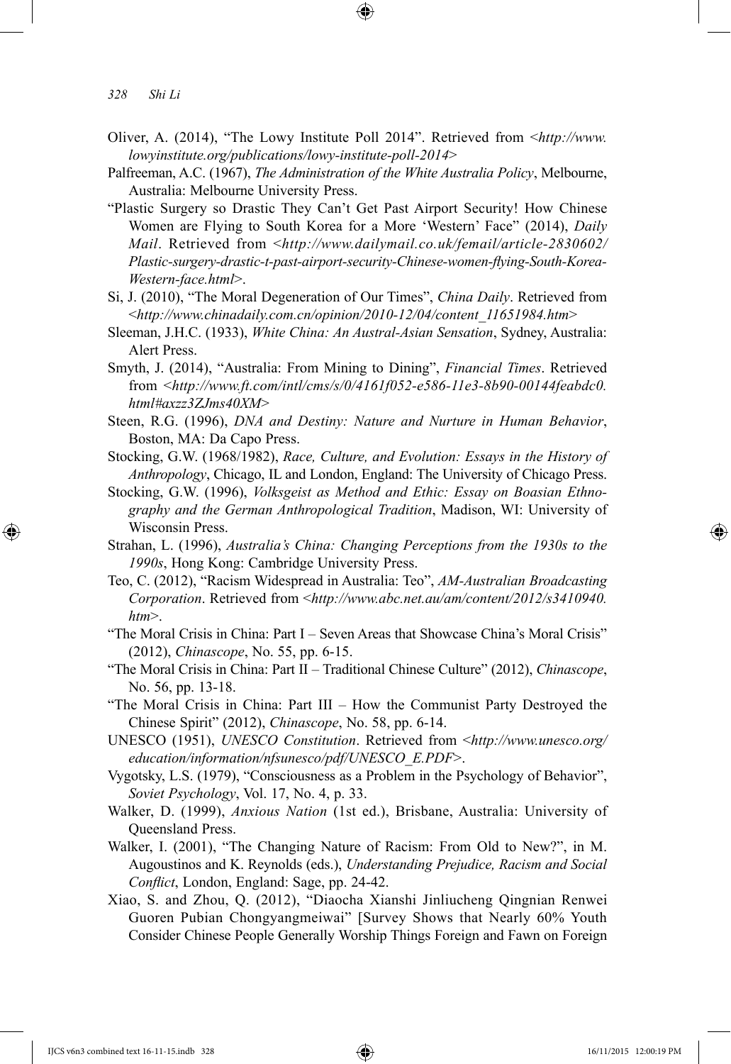Oliver, A. (2014), "The Lowy Institute Poll 2014". Retrieved from <*http://www.lowyinstitute.org/publications/lowy-institute-poll-2014*>

Palfreeman, A.C. (1967), *The Administration of the White Australia Policy*, Melbourne, Australia: Melbourne University Press.

"Plastic Surgery so Drastic They Can't Get Past Airport Security! How Chinese Women are Flying to South Korea for a More 'Western' Face" (2014), *Daily Mail*. Retrieved from <*http://www.dailymail.co.uk/femail/article-2830602/Plastic-surgery-drastic-t-past-airport-security-Chinese-women-flying-South-Korea-Western-face.html*>.

Si, J. (2010), "The Moral Degeneration of Our Times", *China Daily*. Retrieved from <*http://www.chinadaily.com.cn/opinion/2010-12/04/content_11651984.htm*>

Sleeman, J.H.C. (1933), *White China: An Austral-Asian Sensation*, Sydney, Australia: Alert Press.

Smyth, J. (2014), "Australia: From Mining to Dining", *Financial Times*. Retrieved from <*http://www.ft.com/intl/cms/s/0/4161f052-e586-11e3-8b90-00144feabdc0.html#axzz3ZJms40XM*>

Steen, R.G. (1996), *DNA and Destiny: Nature and Nurture in Human Behavior*, Boston, MA: Da Capo Press.

Stocking, G.W. (1968/1982), *Race, Culture, and Evolution: Essays in the History of Anthropology*, Chicago, IL and London, England: The University of Chicago Press.

Stocking, G.W. (1996), *Volksgeist as Method and Ethic: Essay on Boasian Ethnography and the German Anthropological Tradition*, Madison, WI: University of Wisconsin Press.

Strahan, L. (1996), *Australia's China: Changing Perceptions from the 1930s to the 1990s*, Hong Kong: Cambridge University Press.

Teo, C. (2012), "Racism Widespread in Australia: Teo", *AM-Australian Broadcasting Corporation*. Retrieved from <*http://www.abc.net.au/am/content/2012/s3410940.htm*>.

"The Moral Crisis in China: Part I – Seven Areas that Showcase China's Moral Crisis" (2012), *Chinascope*, No. 55, pp. 6-15.

"The Moral Crisis in China: Part II – Traditional Chinese Culture" (2012), *Chinascope*, No. 56, pp. 13-18.

"The Moral Crisis in China: Part III – How the Communist Party Destroyed the Chinese Spirit" (2012), *Chinascope*, No. 58, pp. 6-14.

UNESCO (1951), *UNESCO Constitution*. Retrieved from <*http://www.unesco.org/education/information/nfsunesco/pdf/UNESCO_E.PDF*>.

Vygotsky, L.S. (1979), "Consciousness as a Problem in the Psychology of Behavior", *Soviet Psychology*, Vol. 17, No. 4, p. 33.

Walker, D. (1999), *Anxious Nation* (1st ed.), Brisbane, Australia: University of Queensland Press.

Walker, I. (2001), "The Changing Nature of Racism: From Old to New?", in M. Augoustinos and K. Reynolds (eds.), *Understanding Prejudice, Racism and Social Conflict*, London, England: Sage, pp. 24-42.

Xiao, S. and Zhou, Q. (2012), "Diaocha Xianshi Jinliucheng Qingnian Renwei Guoren Pubian Chongyangmeiwai" [Survey Shows that Nearly 60% Youth Consider Chinese People Generally Worship Things Foreign and Fawn on Foreign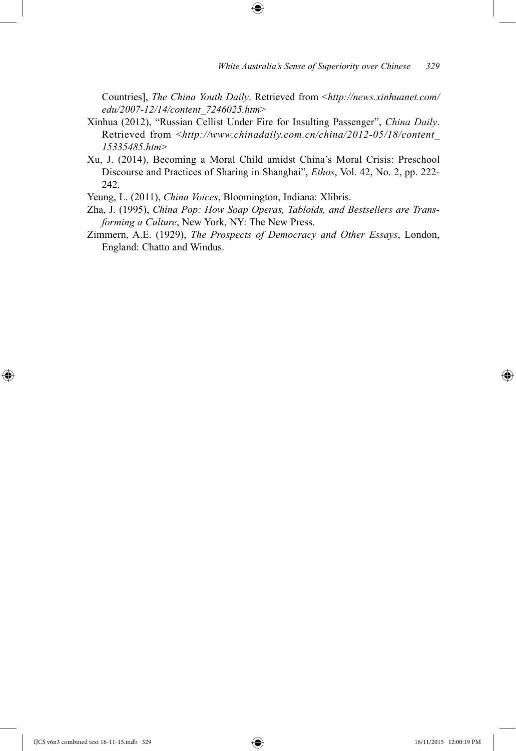Countries], *The China Youth Daily*. Retrieved from <*http://news.xinhuanet.com/edu/2007-12/14/content_7246025.htm*>

Xinhua (2012), "Russian Cellist Under Fire for Insulting Passenger", *China Daily*. Retrieved from <*http://www.chinadaily.com.cn/china/2012-05/18/content_15335485.htm*>

Xu, J. (2014), Becoming a Moral Child amidst China's Moral Crisis: Preschool Discourse and Practices of Sharing in Shanghai", *Ethos*, Vol. 42, No. 2, pp. 222-242.

Yeung, L. (2011), *China Voices*, Bloomington, Indiana: Xlibris.

Zha, J. (1995), *China Pop: How Soap Operas, Tabloids, and Bestsellers are Transforming a Culture*, New York, NY: The New Press.

Zimmern, A.E. (1929), *The Prospects of Democracy and Other Essays*, London, England: Chatto and Windus.